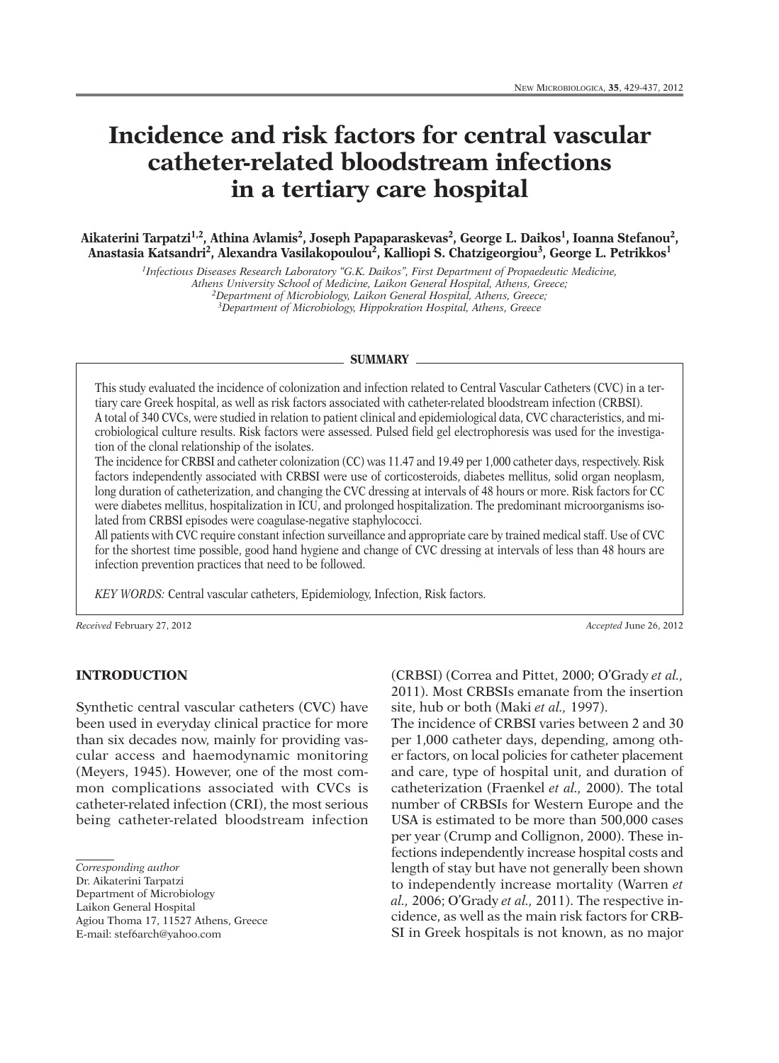# Incidence and risk factors for central vascular catheter-related bloodstream infections in a tertiary care hospital

**Aikaterini Tarpatzi[1,2], Athina Avlamis[2], Joseph Papaparaskevas[2], George L. Daikos[1], Ioanna Stefanou[2], Anastasia Katsandri[2], Alexandra Vasilakopoulou[2], Kalliopi S. Chatzigeorgiou[3], George L. Petrikkos[1]**

*[1]Infectious Diseases Research Laboratory "G.K. Daikos", First Department of Propaedeutic Medicine, Athens University School of Medicine, Laikon General Hospital, Athens, Greece;*
*[2]Department of Microbiology, Laikon General Hospital, Athens, Greece;*
*[3]Department of Microbiology, Hippokration Hospital, Athens, Greece*

## SUMMARY

This study evaluated the incidence of colonization and infection related to Central Vascular Catheters (CVC) in a tertiary care Greek hospital, as well as risk factors associated with catheter-related bloodstream infection (CRBSI).
A total of 340 CVCs, were studied in relation to patient clinical and epidemiological data, CVC characteristics, and microbiological culture results. Risk factors were assessed. Pulsed field gel electrophoresis was used for the investigation of the clonal relationship of the isolates.
The incidence for CRBSI and catheter colonization (CC) was 11.47 and 19.49 per 1,000 catheter days, respectively. Risk factors independently associated with CRBSI were use of corticosteroids, diabetes mellitus, solid organ neoplasm, long duration of catheterization, and changing the CVC dressing at intervals of 48 hours or more. Risk factors for CC were diabetes mellitus, hospitalization in ICU, and prolonged hospitalization. The predominant microorganisms isolated from CRBSI episodes were coagulase-negative staphylococci.
All patients with CVC require constant infection surveillance and appropriate care by trained medical staff. Use of CVC for the shortest time possible, good hand hygiene and change of CVC dressing at intervals of less than 48 hours are infection prevention practices that need to be followed.

*KEY WORDS:* Central vascular catheters, Epidemiology, Infection, Risk factors.

*Received* February 27, 2012 *Accepted* June 26, 2012

## INTRODUCTION

Synthetic central vascular catheters (CVC) have been used in everyday clinical practice for more than six decades now, mainly for providing vascular access and haemodynamic monitoring (Meyers, 1945). However, one of the most common complications associated with CVCs is catheter-related infection (CRI), the most serious being catheter-related bloodstream infection (CRBSI) (Correa and Pittet, 2000; O'Grady *et al.,* 2011). Most CRBSIs emanate from the insertion site, hub or both (Maki *et al.,* 1997).

The incidence of CRBSI varies between 2 and 30 per 1,000 catheter days, depending, among other factors, on local policies for catheter placement and care, type of hospital unit, and duration of catheterization (Fraenkel *et al.,* 2000). The total number of CRBSIs for Western Europe and the USA is estimated to be more than 500,000 cases per year (Crump and Collignon, 2000). These infections independently increase hospital costs and length of stay but have not generally been shown to independently increase mortality (Warren *et al.,* 2006; O'Grady *et al.,* 2011). The respective incidence, as well as the main risk factors for CRBSI in Greek hospitals is not known, as no major

*Corresponding author*
Dr. Aikaterini Tarpatzi
Department of Microbiology
Laikon General Hospital
Agiou Thoma 17, 11527 Athens, Greece
E-mail: stef6arch@yahoo.com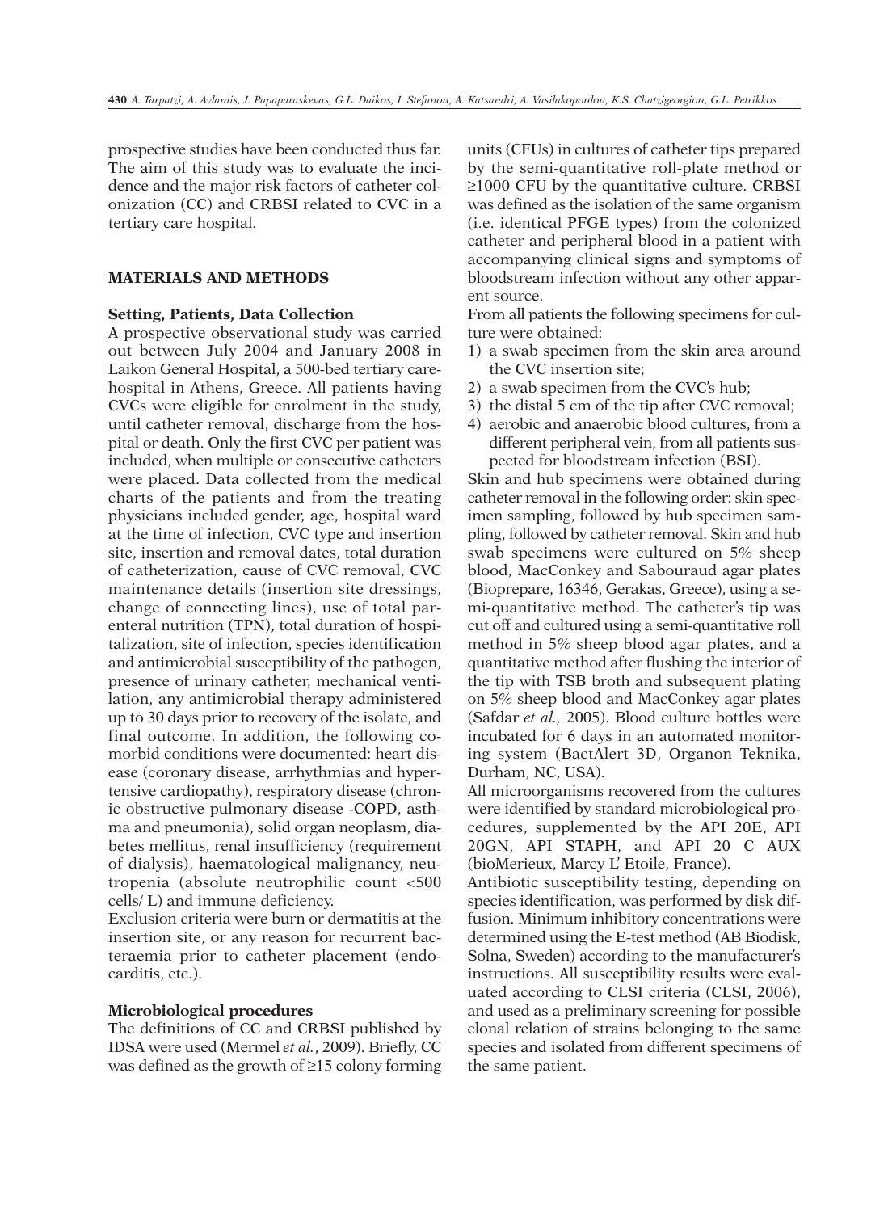prospective studies have been conducted thus far. The aim of this study was to evaluate the incidence and the major risk factors of catheter colonization (CC) and CRBSI related to CVC in a tertiary care hospital.

## MATERIALS AND METHODS

### Setting, Patients, Data Collection

A prospective observational study was carried out between July 2004 and January 2008 in Laikon General Hospital, a 500-bed tertiary care-hospital in Athens, Greece. All patients having CVCs were eligible for enrolment in the study, until catheter removal, discharge from the hospital or death. Only the first CVC per patient was included, when multiple or consecutive catheters were placed. Data collected from the medical charts of the patients and from the treating physicians included gender, age, hospital ward at the time of infection, CVC type and insertion site, insertion and removal dates, total duration of catheterization, cause of CVC removal, CVC maintenance details (insertion site dressings, change of connecting lines), use of total parenteral nutrition (TPN), total duration of hospitalization, site of infection, species identification and antimicrobial susceptibility of the pathogen, presence of urinary catheter, mechanical ventilation, any antimicrobial therapy administered up to 30 days prior to recovery of the isolate, and final outcome. In addition, the following comorbid conditions were documented: heart disease (coronary disease, arrhythmias and hypertensive cardiopathy), respiratory disease (chronic obstructive pulmonary disease -COPD, asthma and pneumonia), solid organ neoplasm, diabetes mellitus, renal insufficiency (requirement of dialysis), haematological malignancy, neutropenia (absolute neutrophilic count <500 cells/ L) and immune deficiency.

Exclusion criteria were burn or dermatitis at the insertion site, or any reason for recurrent bacteraemia prior to catheter placement (endocarditis, etc.).

### Microbiological procedures

The definitions of CC and CRBSI published by IDSA were used (Mermel *et al.*, 2009). Briefly, CC was defined as the growth of ≥15 colony forming units (CFUs) in cultures of catheter tips prepared by the semi-quantitative roll-plate method or ≥1000 CFU by the quantitative culture. CRBSI was defined as the isolation of the same organism (i.e. identical PFGE types) from the colonized catheter and peripheral blood in a patient with accompanying clinical signs and symptoms of bloodstream infection without any other apparent source.

From all patients the following specimens for culture were obtained:

1) a swab specimen from the skin area around the CVC insertion site;
2) a swab specimen from the CVC's hub;
3) the distal 5 cm of the tip after CVC removal;
4) aerobic and anaerobic blood cultures, from a different peripheral vein, from all patients suspected for bloodstream infection (BSI).

Skin and hub specimens were obtained during catheter removal in the following order: skin specimen sampling, followed by hub specimen sampling, followed by catheter removal. Skin and hub swab specimens were cultured on 5% sheep blood, MacConkey and Sabouraud agar plates (Bioprepare, 16346, Gerakas, Greece), using a semi-quantitative method. The catheter's tip was cut off and cultured using a semi-quantitative roll method in 5% sheep blood agar plates, and a quantitative method after flushing the interior of the tip with TSB broth and subsequent plating on 5% sheep blood and MacConkey agar plates (Safdar *et al.,* 2005). Blood culture bottles were incubated for 6 days in an automated monitoring system (BactAlert 3D, Organon Teknika, Durham, NC, USA).

All microorganisms recovered from the cultures were identified by standard microbiological procedures, supplemented by the API 20E, API 20GN, API STAPH, and API 20 C AUX (bioMerieux, Marcy L' Etoile, France).

Antibiotic susceptibility testing, depending on species identification, was performed by disk diffusion. Minimum inhibitory concentrations were determined using the E-test method (AB Biodisk, Solna, Sweden) according to the manufacturer's instructions. All susceptibility results were evaluated according to CLSI criteria (CLSI, 2006), and used as a preliminary screening for possible clonal relation of strains belonging to the same species and isolated from different specimens of the same patient.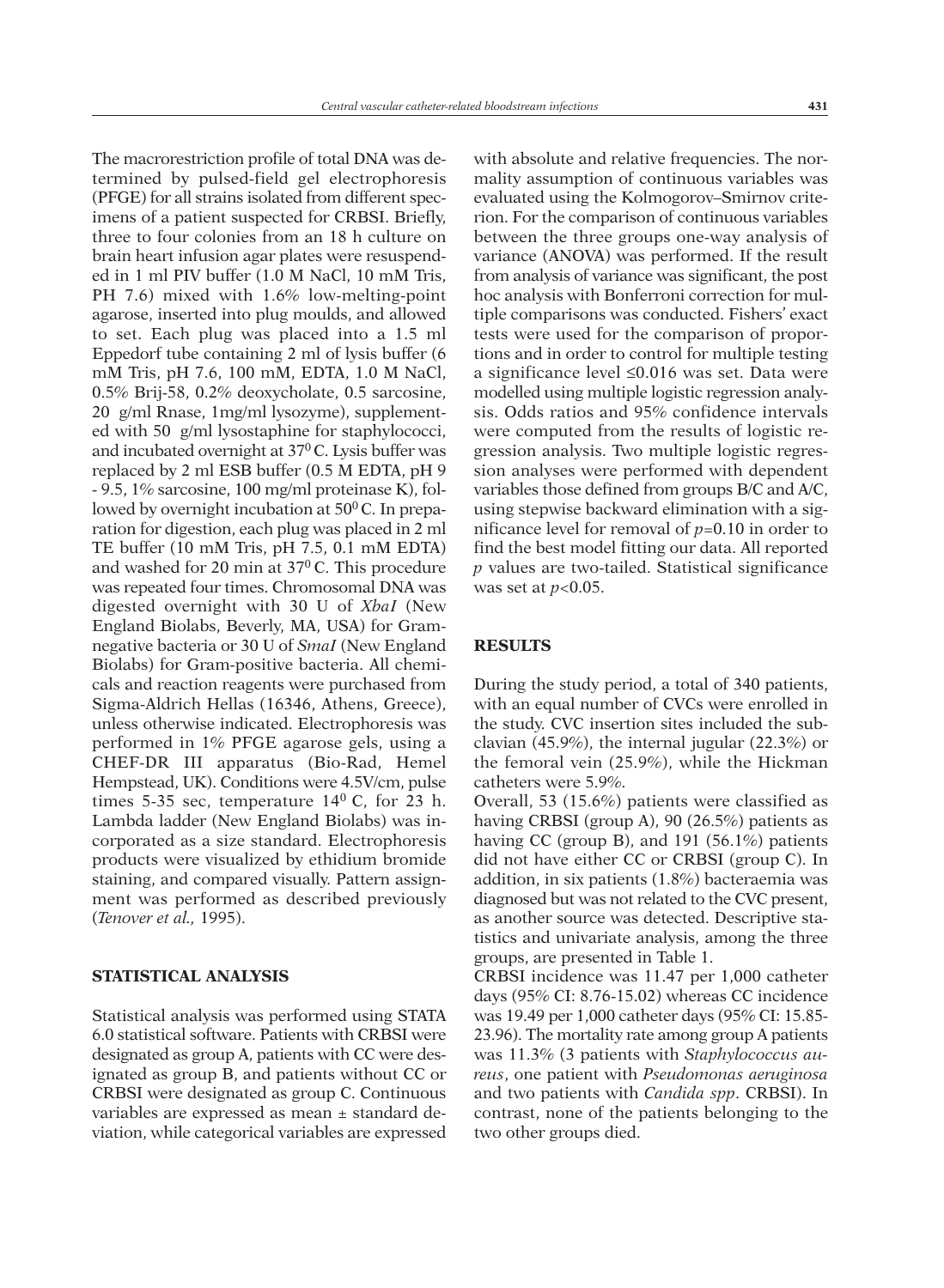The macrorestriction profile of total DNA was determined by pulsed-field gel electrophoresis (PFGE) for all strains isolated from different specimens of a patient suspected for CRBSI. Briefly, three to four colonies from an 18 h culture on brain heart infusion agar plates were resuspended in 1 ml PIV buffer (1.0 M NaCl, 10 mM Tris, PH 7.6) mixed with 1.6% low-melting-point agarose, inserted into plug moulds, and allowed to set. Each plug was placed into a 1.5 ml Eppedorf tube containing 2 ml of lysis buffer (6 mM Tris, pH 7.6, 100 mM, EDTA, 1.0 M NaCl, 0.5% Brij-58, 0.2% deoxycholate, 0.5 sarcosine, 20 g/ml Rnase, 1mg/ml lysozyme), supplemented with 50 g/ml lysostaphine for staphylococci, and incubated overnight at $37^0$ C. Lysis buffer was replaced by 2 ml ESB buffer (0.5 M EDTA, pH 9 - 9.5, 1% sarcosine, 100 mg/ml proteinase K), followed by overnight incubation at $50^0$ C. In preparation for digestion, each plug was placed in 2 ml TE buffer (10 mM Tris, pH 7.5, 0.1 mM EDTA) and washed for 20 min at $37^0$ C. This procedure was repeated four times. Chromosomal DNA was digested overnight with 30 U of *XbaI* (New England Biolabs, Beverly, MA, USA) for Gram-negative bacteria or 30 U of *SmaI* (New England Biolabs) for Gram-positive bacteria. All chemicals and reaction reagents were purchased from Sigma-Aldrich Hellas (16346, Athens, Greece), unless otherwise indicated. Electrophoresis was performed in 1% PFGE agarose gels, using a CHEF-DR III apparatus (Bio-Rad, Hemel Hempstead, UK). Conditions were 4.5V/cm, pulse times 5-35 sec, temperature $14^0$ C, for 23 h. Lambda ladder (New England Biolabs) was incorporated as a size standard. Electrophoresis products were visualized by ethidium bromide staining, and compared visually. Pattern assignment was performed as described previously (*Tenover et al.*, 1995).

## STATISTICAL ANALYSIS

Statistical analysis was performed using STATA 6.0 statistical software. Patients with CRBSI were designated as group A, patients with CC were designated as group B, and patients without CC or CRBSI were designated as group C. Continuous variables are expressed as mean ± standard deviation, while categorical variables are expressed with absolute and relative frequencies. The normality assumption of continuous variables was evaluated using the Kolmogorov–Smirnov criterion. For the comparison of continuous variables between the three groups one-way analysis of variance (ANOVA) was performed. If the result from analysis of variance was significant, the post hoc analysis with Bonferroni correction for multiple comparisons was conducted. Fishers' exact tests were used for the comparison of proportions and in order to control for multiple testing a significance level ≤0.016 was set. Data were modelled using multiple logistic regression analysis. Odds ratios and 95% confidence intervals were computed from the results of logistic regression analysis. Two multiple logistic regression analyses were performed with dependent variables those defined from groups B/C and A/C, using stepwise backward elimination with a significance level for removal of $p=0.10$ in order to find the best model fitting our data. All reported $p$ values are two-tailed. Statistical significance was set at $p<0.05$.

## RESULTS

During the study period, a total of 340 patients, with an equal number of CVCs were enrolled in the study. CVC insertion sites included the subclavian (45.9%), the internal jugular (22.3%) or the femoral vein (25.9%), while the Hickman catheters were 5.9%.

Overall, 53 (15.6%) patients were classified as having CRBSI (group A), 90 (26.5%) patients as having CC (group B), and 191 (56.1%) patients did not have either CC or CRBSI (group C). In addition, in six patients (1.8%) bacteraemia was diagnosed but was not related to the CVC present, as another source was detected. Descriptive statistics and univariate analysis, among the three groups, are presented in Table 1.

CRBSI incidence was 11.47 per 1,000 catheter days (95% CI: 8.76-15.02) whereas CC incidence was 19.49 per 1,000 catheter days (95% CI: 15.85-23.96). The mortality rate among group A patients was 11.3% (3 patients with *Staphylococcus aureus*, one patient with *Pseudomonas aeruginosa* and two patients with *Candida spp*. CRBSI). In contrast, none of the patients belonging to the two other groups died.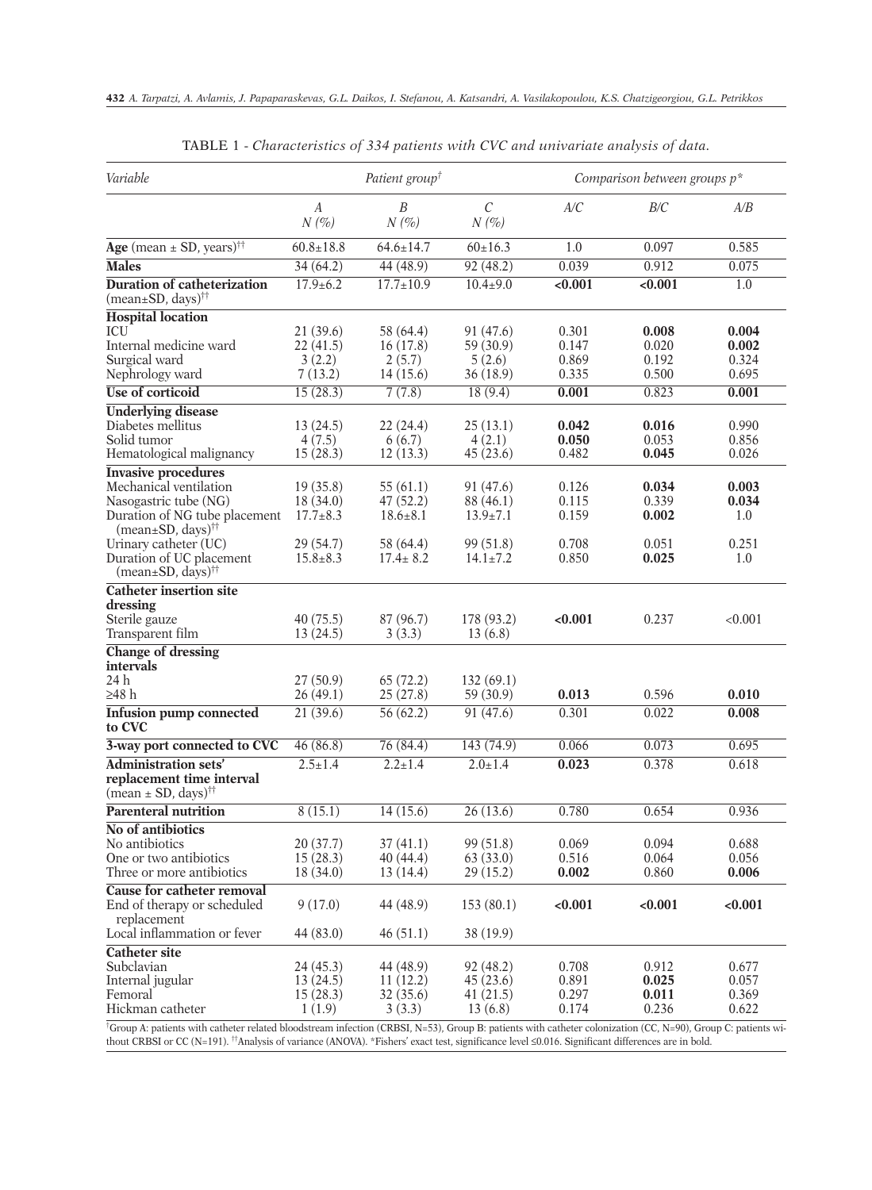TABLE 1 - *Characteristics of 334 patients with CVC and univariate analysis of data.*

| *Variable* | *Patient group*[†] | | | *Comparison between groups p** | | |
|---|---|---|---|---|---|---|
| | *A* *N (%)* | *B* *N (%)* | *C* *N (%)* | *A/C* | *B/C* | *A/B* |
| **Age** (mean ± SD, years)[††] | 60.8±18.8 | 64.6±14.7 | 60±16.3 | 1.0 | 0.097 | 0.585 |
| **Males** | 34 (64.2) | 44 (48.9) | 92 (48.2) | 0.039 | 0.912 | 0.075 |
| **Duration of catheterization** (mean±SD, days)[††] | 17.9±6.2 | 17.7±10.9 | 10.4±9.0 | **<0.001** | **<0.001** | 1.0 |
| **Hospital location** | | | | | | |
| ICU | 21 (39.6) | 58 (64.4) | 91 (47.6) | 0.301 | **0.008** | **0.004** |
| Internal medicine ward | 22 (41.5) | 16 (17.8) | 59 (30.9) | 0.147 | 0.020 | **0.002** |
| Surgical ward | 3 (2.2) | 2 (5.7) | 5 (2.6) | 0.869 | 0.192 | 0.324 |
| Nephrology ward | 7 (13.2) | 14 (15.6) | 36 (18.9) | 0.335 | 0.500 | 0.695 |
| **Use of corticoid** | 15 (28.3) | 7 (7.8) | 18 (9.4) | **0.001** | 0.823 | **0.001** |
| **Underlying disease** | | | | | | |
| Diabetes mellitus | 13 (24.5) | 22 (24.4) | 25 (13.1) | **0.042** | **0.016** | 0.990 |
| Solid tumor | 4 (7.5) | 6 (6.7) | 4 (2.1) | **0.050** | 0.053 | 0.856 |
| Hematological malignancy | 15 (28.3) | 12 (13.3) | 45 (23.6) | 0.482 | **0.045** | 0.026 |
| **Invasive procedures** | | | | | | |
| Mechanical ventilation | 19 (35.8) | 55 (61.1) | 91 (47.6) | 0.126 | **0.034** | **0.003** |
| Nasogastric tube (NG) | 18 (34.0) | 47 (52.2) | 88 (46.1) | 0.115 | 0.339 | **0.034** |
| Duration of NG tube placement (mean±SD, days)[††] | 17.7±8.3 | 18.6±8.1 | 13.9±7.1 | 0.159 | **0.002** | 1.0 |
| Urinary catheter (UC) | 29 (54.7) | 58 (64.4) | 99 (51.8) | 0.708 | 0.051 | 0.251 |
| Duration of UC placement (mean±SD, days)[††] | 15.8±8.3 | 17.4± 8.2 | 14.1±7.2 | 0.850 | **0.025** | 1.0 |
| **Catheter insertion site dressing** | | | | | | |
| Sterile gauze | 40 (75.5) | 87 (96.7) | 178 (93.2) | **<0.001** | 0.237 | <0.001 |
| Transparent film | 13 (24.5) | 3 (3.3) | 13 (6.8) | | | |
| **Change of dressing intervals** | | | | | | |
| 24 h | 27 (50.9) | 65 (72.2) | 132 (69.1) | | | |
| ≥48 h | 26 (49.1) | 25 (27.8) | 59 (30.9) | **0.013** | 0.596 | **0.010** |
| **Infusion pump connected to CVC** | 21 (39.6) | 56 (62.2) | 91 (47.6) | 0.301 | 0.022 | **0.008** |
| **3-way port connected to CVC** | 46 (86.8) | 76 (84.4) | 143 (74.9) | 0.066 | 0.073 | 0.695 |
| **Administration sets' replacement time interval** (mean ± SD, days)[††] | 2.5±1.4 | 2.2±1.4 | 2.0±1.4 | **0.023** | 0.378 | 0.618 |
| **Parenteral nutrition** | 8 (15.1) | 14 (15.6) | 26 (13.6) | 0.780 | 0.654 | 0.936 |
| **No of antibiotics** | | | | | | |
| No antibiotics | 20 (37.7) | 37 (41.1) | 99 (51.8) | 0.069 | 0.094 | 0.688 |
| One or two antibiotics | 15 (28.3) | 40 (44.4) | 63 (33.0) | 0.516 | 0.064 | 0.056 |
| Three or more antibiotics | 18 (34.0) | 13 (14.4) | 29 (15.2) | **0.002** | 0.860 | **0.006** |
| **Cause for catheter removal** | | | | | | |
| End of therapy or scheduled replacement | 9 (17.0) | 44 (48.9) | 153 (80.1) | **<0.001** | **<0.001** | **<0.001** |
| Local inflammation or fever | 44 (83.0) | 46 (51.1) | 38 (19.9) | | | |
| **Catheter site** | | | | | | |
| Subclavian | 24 (45.3) | 44 (48.9) | 92 (48.2) | 0.708 | 0.912 | 0.677 |
| Internal jugular | 13 (24.5) | 11 (12.2) | 45 (23.6) | 0.891 | **0.025** | 0.057 |
| Femoral | 15 (28.3) | 32 (35.6) | 41 (21.5) | 0.297 | **0.011** | 0.369 |
| Hickman catheter | 1 (1.9) | 3 (3.3) | 13 (6.8) | 0.174 | 0.236 | 0.622 |

[†]Group A: patients with catheter related bloodstream infection (CRBSI, N=53), Group B: patients with catheter colonization (CC, N=90), Group C: patients without CRBSI or CC (N=191). [††]Analysis of variance (ANOVA). *Fishers' exact test, significance level ≤0.016. Significant differences are in bold.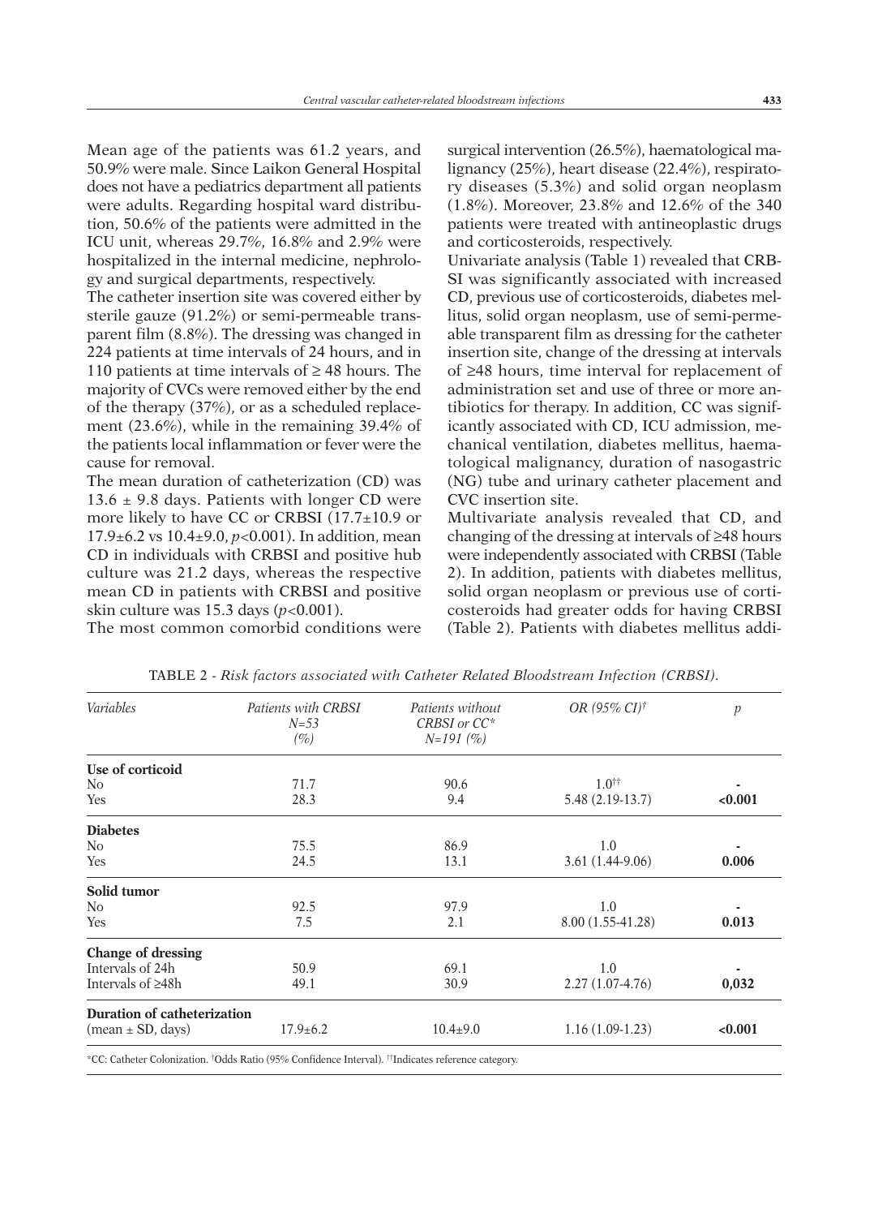Mean age of the patients was 61.2 years, and 50.9% were male. Since Laikon General Hospital does not have a pediatrics department all patients were adults. Regarding hospital ward distribution, 50.6% of the patients were admitted in the ICU unit, whereas 29.7%, 16.8% and 2.9% were hospitalized in the internal medicine, nephrology and surgical departments, respectively.

The catheter insertion site was covered either by sterile gauze (91.2%) or semi-permeable transparent film (8.8%). The dressing was changed in 224 patients at time intervals of 24 hours, and in 110 patients at time intervals of ≥ 48 hours. The majority of CVCs were removed either by the end of the therapy (37%), or as a scheduled replacement (23.6%), while in the remaining 39.4% of the patients local inflammation or fever were the cause for removal.

The mean duration of catheterization (CD) was 13.6 ± 9.8 days. Patients with longer CD were more likely to have CC or CRBSI (17.7±10.9 or 17.9±6.2 vs 10.4±9.0, $p<0.001$). In addition, mean CD in individuals with CRBSI and positive hub culture was 21.2 days, whereas the respective mean CD in patients with CRBSI and positive skin culture was 15.3 days ($p<0.001$).

The most common comorbid conditions were surgical intervention (26.5%), haematological malignancy (25%), heart disease (22.4%), respiratory diseases (5.3%) and solid organ neoplasm (1.8%). Moreover, 23.8% and 12.6% of the 340 patients were treated with antineoplastic drugs and corticosteroids, respectively.

Univariate analysis (Table 1) revealed that CRBSI was significantly associated with increased CD, previous use of corticosteroids, diabetes mellitus, solid organ neoplasm, use of semi-permeable transparent film as dressing for the catheter insertion site, change of the dressing at intervals of ≥48 hours, time interval for replacement of administration set and use of three or more antibiotics for therapy. In addition, CC was significantly associated with CD, ICU admission, mechanical ventilation, diabetes mellitus, haematological malignancy, duration of nasogastric (NG) tube and urinary catheter placement and CVC insertion site.

Multivariate analysis revealed that CD, and changing of the dressing at intervals of ≥48 hours were independently associated with CRBSI (Table 2). In addition, patients with diabetes mellitus, solid organ neoplasm or previous use of corticosteroids had greater odds for having CRBSI (Table 2). Patients with diabetes mellitus addi-

TABLE 2 - *Risk factors associated with Catheter Related Bloodstream Infection (CRBSI).*

| *Variables* | *Patients with CRBSI N=53 (%)* | *Patients without CRBSI or CC\* N=191 (%)* | *OR (95% CI)[†]* | *p* |
|---|---|---|---|---|
| **Use of corticoid** | | | | |
| No | 71.7 | 90.6 | 1.0[††] | - |
| Yes | 28.3 | 9.4 | 5.48 (2.19-13.7) | **<0.001** |
| **Diabetes** | | | | |
| No | 75.5 | 86.9 | 1.0 | - |
| Yes | 24.5 | 13.1 | 3.61 (1.44-9.06) | **0.006** |
| **Solid tumor** | | | | |
| No | 92.5 | 97.9 | 1.0 | - |
| Yes | 7.5 | 2.1 | 8.00 (1.55-41.28) | **0.013** |
| **Change of dressing** | | | | |
| Intervals of 24h | 50.9 | 69.1 | 1.0 | - |
| Intervals of ≥48h | 49.1 | 30.9 | 2.27 (1.07-4.76) | **0,032** |
| **Duration of catheterization** | | | | |
| (mean ± SD, days) | 17.9±6.2 | 10.4±9.0 | 1.16 (1.09-1.23) | **<0.001** |

*CC: Catheter Colonization. [†]Odds Ratio (95% Confidence Interval). [††]Indicates reference category.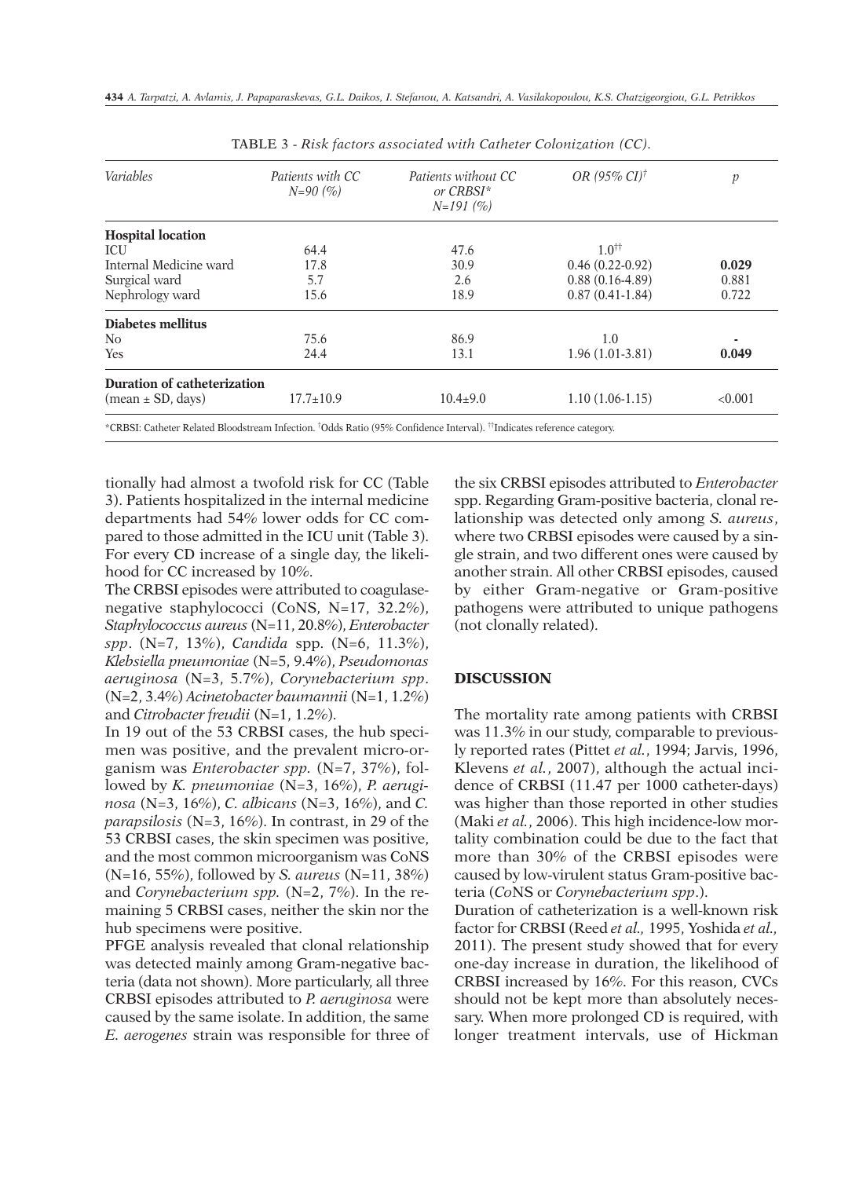TABLE 3 - *Risk factors associated with Catheter Colonization (CC).*

| *Variables* | *Patients with CC N=90 (%)* | *Patients without CC or CRBSI\* N=191 (%)* | *OR (95% CI)*[†] | *p* |
|---|---|---|---|---|
| **Hospital location** | | | | |
| ICU | 64.4 | 47.6 | 1.0[††] | |
| Internal Medicine ward | 17.8 | 30.9 | 0.46 (0.22-0.92) | **0.029** |
| Surgical ward | 5.7 | 2.6 | 0.88 (0.16-4.89) | 0.881 |
| Nephrology ward | 15.6 | 18.9 | 0.87 (0.41-1.84) | 0.722 |
| **Diabetes mellitus** | | | | |
| No | 75.6 | 86.9 | 1.0 | - |
| Yes | 24.4 | 13.1 | 1.96 (1.01-3.81) | **0.049** |
| **Duration of catheterization** | | | | |
| (mean ± SD, days) | 17.7±10.9 | 10.4±9.0 | 1.10 (1.06-1.15) | <0.001 |

\*CRBSI: Catheter Related Bloodstream Infection. [†]Odds Ratio (95% Confidence Interval). [††]Indicates reference category.

tionally had almost a twofold risk for CC (Table 3). Patients hospitalized in the internal medicine departments had 54% lower odds for CC compared to those admitted in the ICU unit (Table 3). For every CD increase of a single day, the likelihood for CC increased by 10%.

The CRBSI episodes were attributed to coagulase-negative staphylococci (CoNS, N=17, 32.2%), *Staphylococcus aureus* (N=11, 20.8%), *Enterobacter spp*. (N=7, 13%), *Candida* spp. (N=6, 11.3%), *Klebsiella pneumoniae* (N=5, 9.4%), *Pseudomonas aeruginosa* (N=3, 5.7%), *Corynebacterium spp*. (N=2, 3.4%) *Acinetobacter baumannii* (N=1, 1.2%) and *Citrobacter freudii* (N=1, 1.2%).

In 19 out of the 53 CRBSI cases, the hub specimen was positive, and the prevalent microorganism was *Enterobacter spp.* (N=7, 37%), followed by *K. pneumoniae* (N=3, 16%), *P. aeruginosa* (N=3, 16%), *C. albicans* (N=3, 16%), and *C. parapsilosis* (N=3, 16%). In contrast, in 29 of the 53 CRBSI cases, the skin specimen was positive, and the most common microorganism was CoNS (N=16, 55%), followed by *S. aureus* (N=11, 38%) and *Corynebacterium spp.* (N=2, 7%). In the remaining 5 CRBSI cases, neither the skin nor the hub specimens were positive.

PFGE analysis revealed that clonal relationship was detected mainly among Gram-negative bacteria (data not shown). More particularly, all three CRBSI episodes attributed to *P. aeruginosa* were caused by the same isolate. In addition, the same *E. aerogenes* strain was responsible for three of the six CRBSI episodes attributed to *Enterobacter* spp. Regarding Gram-positive bacteria, clonal relationship was detected only among *S. aureus*, where two CRBSI episodes were caused by a single strain, and two different ones were caused by another strain. All other CRBSI episodes, caused by either Gram-negative or Gram-positive pathogens were attributed to unique pathogens (not clonally related).

## DISCUSSION

The mortality rate among patients with CRBSI was 11.3% in our study, comparable to previously reported rates (Pittet *et al.*, 1994; Jarvis, 1996, Klevens *et al.*, 2007), although the actual incidence of CRBSI (11.47 per 1000 catheter-days) was higher than those reported in other studies (Maki *et al.*, 2006). This high incidence-low mortality combination could be due to the fact that more than 30% of the CRBSI episodes were caused by low-virulent status Gram-positive bacteria (*Co*NS or *Corynebacterium spp*.).

Duration of catheterization is a well-known risk factor for CRBSI (Reed *et al.,* 1995, Yoshida *et al.,* 2011). The present study showed that for every one-day increase in duration, the likelihood of CRBSI increased by 16%. For this reason, CVCs should not be kept more than absolutely necessary. When more prolonged CD is required, with longer treatment intervals, use of Hickman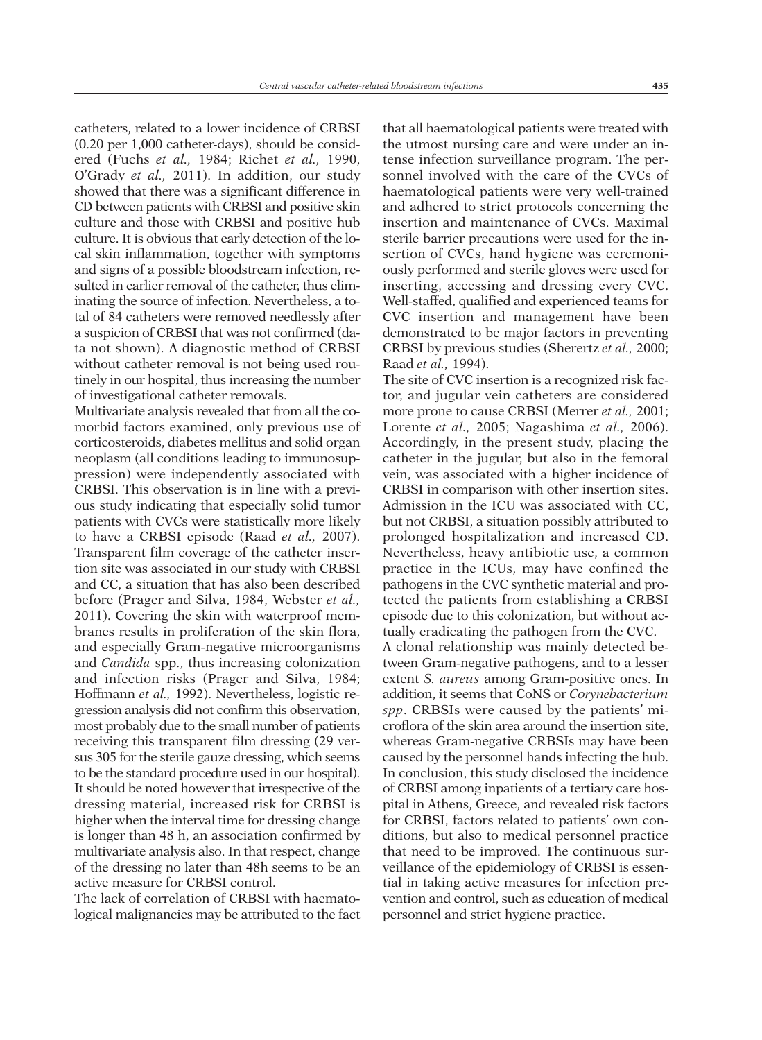catheters, related to a lower incidence of CRBSI (0.20 per 1,000 catheter-days), should be considered (Fuchs *et al.,* 1984; Richet *et al.,* 1990, O'Grady *et al.,* 2011). In addition, our study showed that there was a significant difference in CD between patients with CRBSI and positive skin culture and those with CRBSI and positive hub culture. It is obvious that early detection of the local skin inflammation, together with symptoms and signs of a possible bloodstream infection, resulted in earlier removal of the catheter, thus eliminating the source of infection. Nevertheless, a total of 84 catheters were removed needlessly after a suspicion of CRBSI that was not confirmed (data not shown). A diagnostic method of CRBSI without catheter removal is not being used routinely in our hospital, thus increasing the number of investigational catheter removals.

Multivariate analysis revealed that from all the comorbid factors examined, only previous use of corticosteroids, diabetes mellitus and solid organ neoplasm (all conditions leading to immunosuppression) were independently associated with CRBSI. This observation is in line with a previous study indicating that especially solid tumor patients with CVCs were statistically more likely to have a CRBSI episode (Raad *et al.,* 2007). Transparent film coverage of the catheter insertion site was associated in our study with CRBSI and CC, a situation that has also been described before (Prager and Silva, 1984, Webster *et al.,* 2011). Covering the skin with waterproof membranes results in proliferation of the skin flora, and especially Gram-negative microorganisms and *Candida* spp., thus increasing colonization and infection risks (Prager and Silva, 1984; Hoffmann *et al.,* 1992). Nevertheless, logistic regression analysis did not confirm this observation, most probably due to the small number of patients receiving this transparent film dressing (29 versus 305 for the sterile gauze dressing, which seems to be the standard procedure used in our hospital). It should be noted however that irrespective of the dressing material, increased risk for CRBSI is higher when the interval time for dressing change is longer than 48 h, an association confirmed by multivariate analysis also. In that respect, change of the dressing no later than 48h seems to be an active measure for CRBSI control.

The lack of correlation of CRBSI with haematological malignancies may be attributed to the fact that all haematological patients were treated with the utmost nursing care and were under an intense infection surveillance program. The personnel involved with the care of the CVCs of haematological patients were very well-trained and adhered to strict protocols concerning the insertion and maintenance of CVCs. Maximal sterile barrier precautions were used for the insertion of CVCs, hand hygiene was ceremoniously performed and sterile gloves were used for inserting, accessing and dressing every CVC. Well-staffed, qualified and experienced teams for CVC insertion and management have been demonstrated to be major factors in preventing CRBSI by previous studies (Sherertz *et al.,* 2000; Raad *et al.,* 1994).

The site of CVC insertion is a recognized risk factor, and jugular vein catheters are considered more prone to cause CRBSI (Merrer *et al.,* 2001; Lorente *et al.,* 2005; Nagashima *et al.,* 2006). Accordingly, in the present study, placing the catheter in the jugular, but also in the femoral vein, was associated with a higher incidence of CRBSI in comparison with other insertion sites. Admission in the ICU was associated with CC, but not CRBSI, a situation possibly attributed to prolonged hospitalization and increased CD. Nevertheless, heavy antibiotic use, a common practice in the ICUs, may have confined the pathogens in the CVC synthetic material and protected the patients from establishing a CRBSI episode due to this colonization, but without actually eradicating the pathogen from the CVC.

A clonal relationship was mainly detected between Gram-negative pathogens, and to a lesser extent *S. aureus* among Gram-positive ones. In addition, it seems that CoNS or *Corynebacterium spp*. CRBSIs were caused by the patients' microflora of the skin area around the insertion site, whereas Gram-negative CRBSIs may have been caused by the personnel hands infecting the hub.

In conclusion, this study disclosed the incidence of CRBSI among inpatients of a tertiary care hospital in Athens, Greece, and revealed risk factors for CRBSI, factors related to patients' own conditions, but also to medical personnel practice that need to be improved. The continuous surveillance of the epidemiology of CRBSI is essential in taking active measures for infection prevention and control, such as education of medical personnel and strict hygiene practice.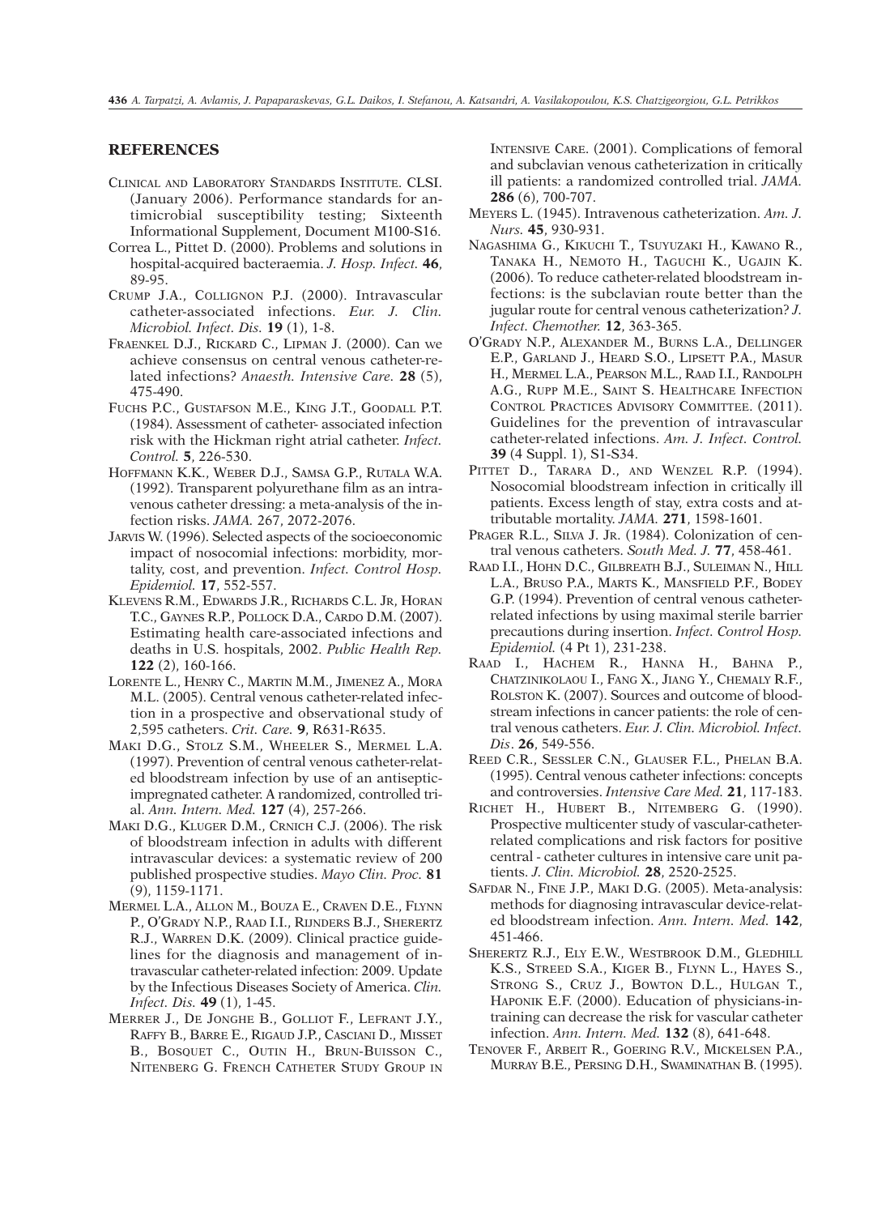## REFERENCES

CLINICAL AND LABORATORY STANDARDS INSTITUTE. CLSI. (January 2006). Performance standards for antimicrobial susceptibility testing; Sixteenth Informational Supplement, Document M100-S16.

Correa L., Pittet D. (2000). Problems and solutions in hospital-acquired bacteraemia. *J. Hosp. Infect.* **46**, 89-95.

CRUMP J.A., COLLIGNON P.J. (2000). Intravascular catheter-associated infections. *Eur. J. Clin. Microbiol. Infect. Dis.* **19** (1), 1-8.

FRAENKEL D.J., RICKARD C., LIPMAN J. (2000). Can we achieve consensus on central venous catheter-related infections? *Anaesth. Intensive Care.* **28** (5), 475-490.

FUCHS P.C., GUSTAFSON M.E., KING J.T., GOODALL P.T. (1984). Assessment of catheter- associated infection risk with the Hickman right atrial catheter. *Infect. Control.* **5**, 226-530.

HOFFMANN K.K., WEBER D.J., SAMSA G.P., RUTALA W.A. (1992). Transparent polyurethane film as an intravenous catheter dressing: a meta-analysis of the infection risks. *JAMA.* 267, 2072-2076.

JARVIS W. (1996). Selected aspects of the socioeconomic impact of nosocomial infections: morbidity, mortality, cost, and prevention. *Infect. Control Hosp. Epidemiol.* **17**, 552-557.

KLEVENS R.M., EDWARDS J.R., RICHARDS C.L. JR, HORAN T.C., GAYNES R.P., POLLOCK D.A., CARDO D.M. (2007). Estimating health care-associated infections and deaths in U.S. hospitals, 2002. *Public Health Rep.* **122** (2), 160-166.

LORENTE L., HENRY C., MARTIN M.M., JIMENEZ A., MORA M.L. (2005). Central venous catheter-related infection in a prospective and observational study of 2,595 catheters. *Crit. Care.* **9**, R631-R635.

MAKI D.G., STOLZ S.M., WHEELER S., MERMEL L.A. (1997). Prevention of central venous catheter-related bloodstream infection by use of an antiseptic-impregnated catheter. A randomized, controlled trial. *Ann. Intern. Med.* **127** (4), 257-266.

MAKI D.G., KLUGER D.M., CRNICH C.J. (2006). The risk of bloodstream infection in adults with different intravascular devices: a systematic review of 200 published prospective studies. *Mayo Clin. Proc.* **81** (9), 1159-1171.

MERMEL L.A., ALLON M., BOUZA E., CRAVEN D.E., FLYNN P., O'GRADY N.P., RAAD I.I., RIJNDERS B.J., SHERERTZ R.J., WARREN D.K. (2009). Clinical practice guidelines for the diagnosis and management of intravascular catheter-related infection: 2009. Update by the Infectious Diseases Society of America. *Clin. Infect. Dis.* **49** (1), 1-45.

MERRER J., DE JONGHE B., GOLLIOT F., LEFRANT J.Y., RAFFY B., BARRE E., RIGAUD J.P., CASCIANI D., MISSET B., BOSQUET C., OUTIN H., BRUN-BUISSON C., NITENBERG G. FRENCH CATHETER STUDY GROUP IN INTENSIVE CARE. (2001). Complications of femoral and subclavian venous catheterization in critically ill patients: a randomized controlled trial. *JAMA.* **286** (6), 700-707.

MEYERS L. (1945). Intravenous catheterization. *Am. J. Nurs.* **45**, 930-931.

NAGASHIMA G., KIKUCHI T., TSUYUZAKI H., KAWANO R., TANAKA H., NEMOTO H., TAGUCHI K., UGAJIN K. (2006). To reduce catheter-related bloodstream infections: is the subclavian route better than the jugular route for central venous catheterization? *J. Infect. Chemother.* **12**, 363-365.

O'GRADY N.P., ALEXANDER M., BURNS L.A., DELLINGER E.P., GARLAND J., HEARD S.O., LIPSETT P.A., MASUR H., MERMEL L.A., PEARSON M.L., RAAD I.I., RANDOLPH A.G., RUPP M.E., SAINT S. HEALTHCARE INFECTION CONTROL PRACTICES ADVISORY COMMITTEE. (2011). Guidelines for the prevention of intravascular catheter-related infections. *Am. J. Infect. Control.* **39** (4 Suppl. 1), S1-S34.

PITTET D., TARARA D., AND WENZEL R.P. (1994). Nosocomial bloodstream infection in critically ill patients. Excess length of stay, extra costs and attributable mortality. *JAMA.* **271**, 1598-1601.

PRAGER R.L., SILVA J. JR. (1984). Colonization of central venous catheters. *South Med. J.* **77**, 458-461.

RAAD I.I., HOHN D.C., GILBREATH B.J., SULEIMAN N., HILL L.A., BRUSO P.A., MARTS K., MANSFIELD P.F., BODEY G.P. (1994). Prevention of central venous catheter-related infections by using maximal sterile barrier precautions during insertion. *Infect. Control Hosp. Epidemiol.* (4 Pt 1), 231-238.

RAAD I., HACHEM R., HANNA H., BAHNA P., CHATZINIKOLAOU I., FANG X., JIANG Y., CHEMALY R.F., ROLSTON K. (2007). Sources and outcome of bloodstream infections in cancer patients: the role of central venous catheters. *Eur. J. Clin. Microbiol. Infect. Dis*. **26**, 549-556.

REED C.R., SESSLER C.N., GLAUSER F.L., PHELAN B.A. (1995). Central venous catheter infections: concepts and controversies. *Intensive Care Med.* **21**, 117-183.

RICHET H., HUBERT B., NITEMBERG G. (1990). Prospective multicenter study of vascular-catheter-related complications and risk factors for positive central - catheter cultures in intensive care unit patients. *J. Clin. Microbiol.* **28**, 2520-2525.

SAFDAR N., FINE J.P., MAKI D.G. (2005). Meta-analysis: methods for diagnosing intravascular device-related bloodstream infection. *Ann. Intern. Med.* **142**, 451-466.

SHERERTZ R.J., ELY E.W., WESTBROOK D.M., GLEDHILL K.S., STREED S.A., KIGER B., FLYNN L., HAYES S., STRONG S., CRUZ J., BOWTON D.L., HULGAN T., HAPONIK E.F. (2000). Education of physicians-in-training can decrease the risk for vascular catheter infection. *Ann. Intern. Med.* **132** (8), 641-648.

TENOVER F., ARBEIT R., GOERING R.V., MICKELSEN P.A., MURRAY B.E., PERSING D.H., SWAMINATHAN B. (1995).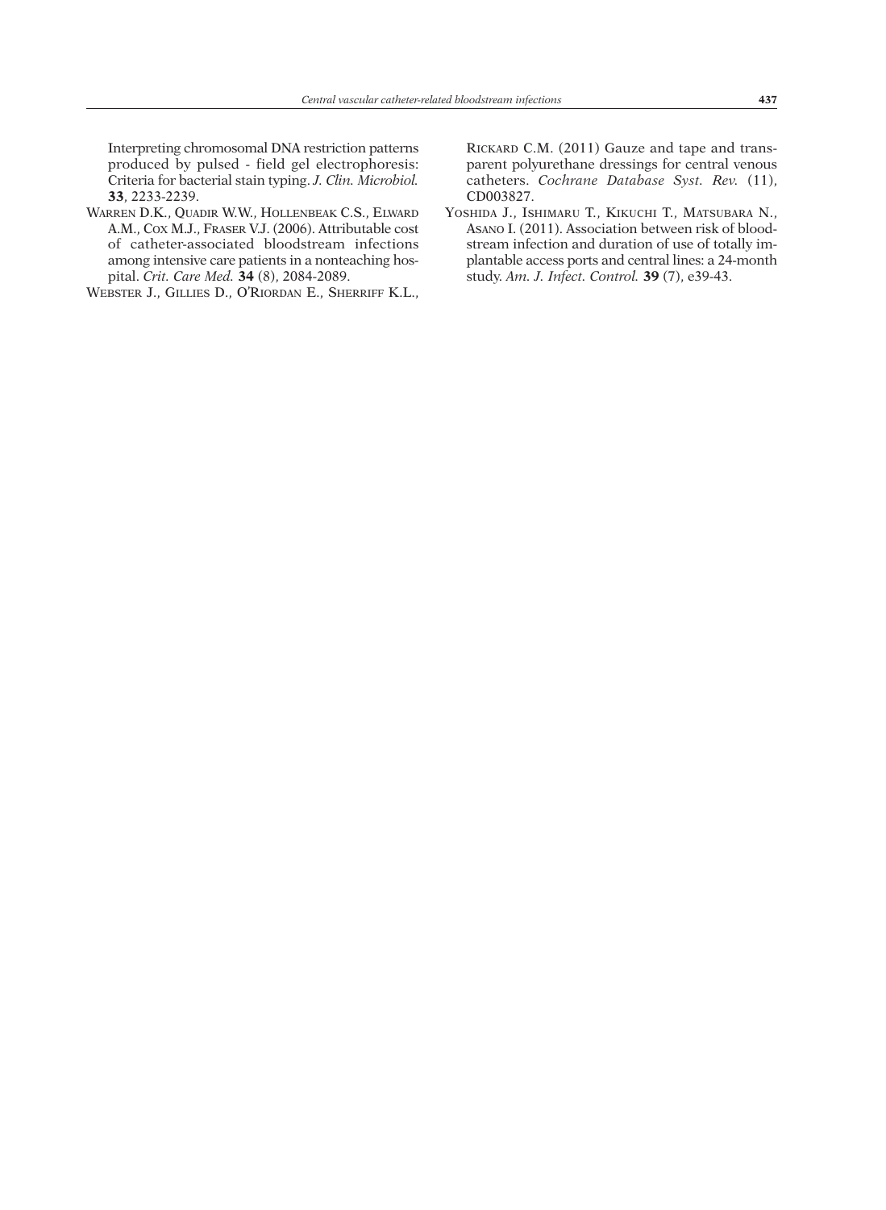Interpreting chromosomal DNA restriction patterns produced by pulsed - field gel electrophoresis: Criteria for bacterial stain typing. *J. Clin. Microbiol.* **33**, 2233-2239.

WARREN D.K., QUADIR W.W., HOLLENBEAK C.S., ELWARD A.M., COX M.J., FRASER V.J. (2006). Attributable cost of catheter-associated bloodstream infections among intensive care patients in a nonteaching hospital. *Crit. Care Med.* **34** (8), 2084-2089.

WEBSTER J., GILLIES D., O'RIORDAN E., SHERRIFF K.L., RICKARD C.M. (2011) Gauze and tape and transparent polyurethane dressings for central venous catheters. *Cochrane Database Syst. Rev.* (11), CD003827.

YOSHIDA J., ISHIMARU T., KIKUCHI T., MATSUBARA N., ASANO I. (2011). Association between risk of bloodstream infection and duration of use of totally implantable access ports and central lines: a 24-month study. *Am. J. Infect. Control.* **39** (7), e39-43.